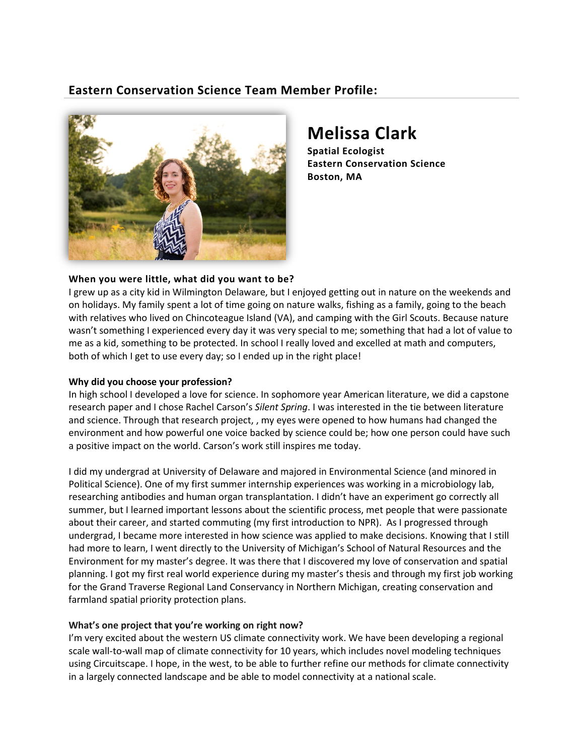## Eastern Conservation Science Team Member Profile:

# Melissa Clark

**Spatial Ecologist**
**Eastern Conservation Science**
**Boston, MA**

**When you were little, what did you want to be?**

I grew up as a city kid in Wilmington Delaware, but I enjoyed getting out in nature on the weekends and on holidays. My family spent a lot of time going on nature walks, fishing as a family, going to the beach with relatives who lived on Chincoteague Island (VA), and camping with the Girl Scouts. Because nature wasn't something I experienced every day it was very special to me; something that had a lot of value to me as a kid, something to be protected. In school I really loved and excelled at math and computers, both of which I get to use every day; so I ended up in the right place!

**Why did you choose your profession?**

In high school I developed a love for science. In sophomore year American literature, we did a capstone research paper and I chose Rachel Carson's *Silent Spring*. I was interested in the tie between literature and science. Through that research project, , my eyes were opened to how humans had changed the environment and how powerful one voice backed by science could be; how one person could have such a positive impact on the world. Carson's work still inspires me today.

I did my undergrad at University of Delaware and majored in Environmental Science (and minored in Political Science). One of my first summer internship experiences was working in a microbiology lab, researching antibodies and human organ transplantation. I didn't have an experiment go correctly all summer, but I learned important lessons about the scientific process, met people that were passionate about their career, and started commuting (my first introduction to NPR). As I progressed through undergrad, I became more interested in how science was applied to make decisions. Knowing that I still had more to learn, I went directly to the University of Michigan's School of Natural Resources and the Environment for my master's degree. It was there that I discovered my love of conservation and spatial planning. I got my first real world experience during my master's thesis and through my first job working for the Grand Traverse Regional Land Conservancy in Northern Michigan, creating conservation and farmland spatial priority protection plans.

**What's one project that you're working on right now?**

I'm very excited about the western US climate connectivity work. We have been developing a regional scale wall-to-wall map of climate connectivity for 10 years, which includes novel modeling techniques using Circuitscape. I hope, in the west, to be able to further refine our methods for climate connectivity in a largely connected landscape and be able to model connectivity at a national scale.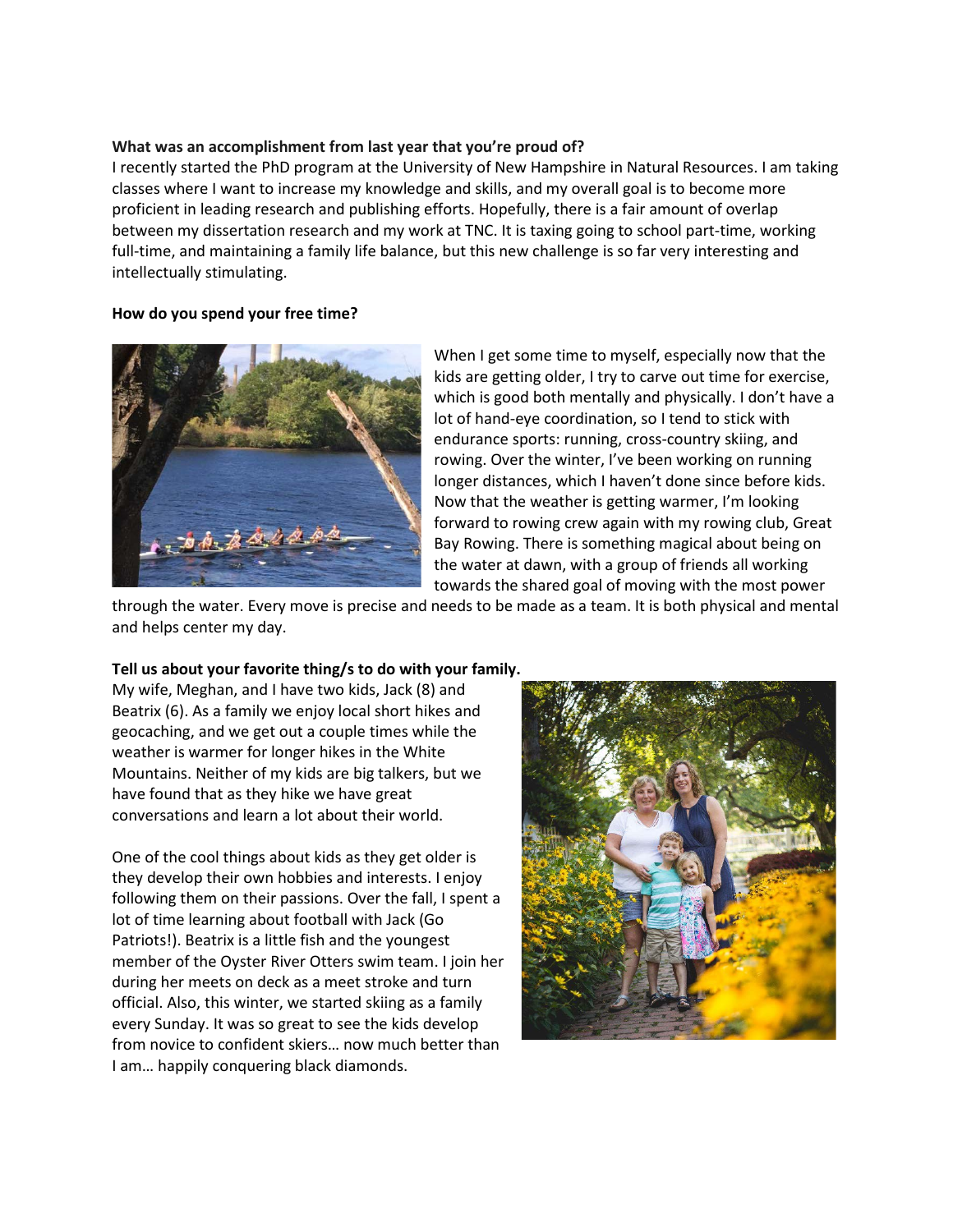**What was an accomplishment from last year that you're proud of?**

I recently started the PhD program at the University of New Hampshire in Natural Resources. I am taking classes where I want to increase my knowledge and skills, and my overall goal is to become more proficient in leading research and publishing efforts. Hopefully, there is a fair amount of overlap between my dissertation research and my work at TNC. It is taxing going to school part-time, working full-time, and maintaining a family life balance, but this new challenge is so far very interesting and intellectually stimulating.

**How do you spend your free time?**

When I get some time to myself, especially now that the kids are getting older, I try to carve out time for exercise, which is good both mentally and physically. I don't have a lot of hand-eye coordination, so I tend to stick with endurance sports: running, cross-country skiing, and rowing. Over the winter, I've been working on running longer distances, which I haven't done since before kids. Now that the weather is getting warmer, I'm looking forward to rowing crew again with my rowing club, Great Bay Rowing. There is something magical about being on the water at dawn, with a group of friends all working towards the shared goal of moving with the most power through the water. Every move is precise and needs to be made as a team. It is both physical and mental and helps center my day.

**Tell us about your favorite thing/s to do with your family.**

My wife, Meghan, and I have two kids, Jack (8) and Beatrix (6). As a family we enjoy local short hikes and geocaching, and we get out a couple times while the weather is warmer for longer hikes in the White Mountains. Neither of my kids are big talkers, but we have found that as they hike we have great conversations and learn a lot about their world.

One of the cool things about kids as they get older is they develop their own hobbies and interests. I enjoy following them on their passions. Over the fall, I spent a lot of time learning about football with Jack (Go Patriots!). Beatrix is a little fish and the youngest member of the Oyster River Otters swim team. I join her during her meets on deck as a meet stroke and turn official. Also, this winter, we started skiing as a family every Sunday. It was so great to see the kids develop from novice to confident skiers… now much better than I am… happily conquering black diamonds.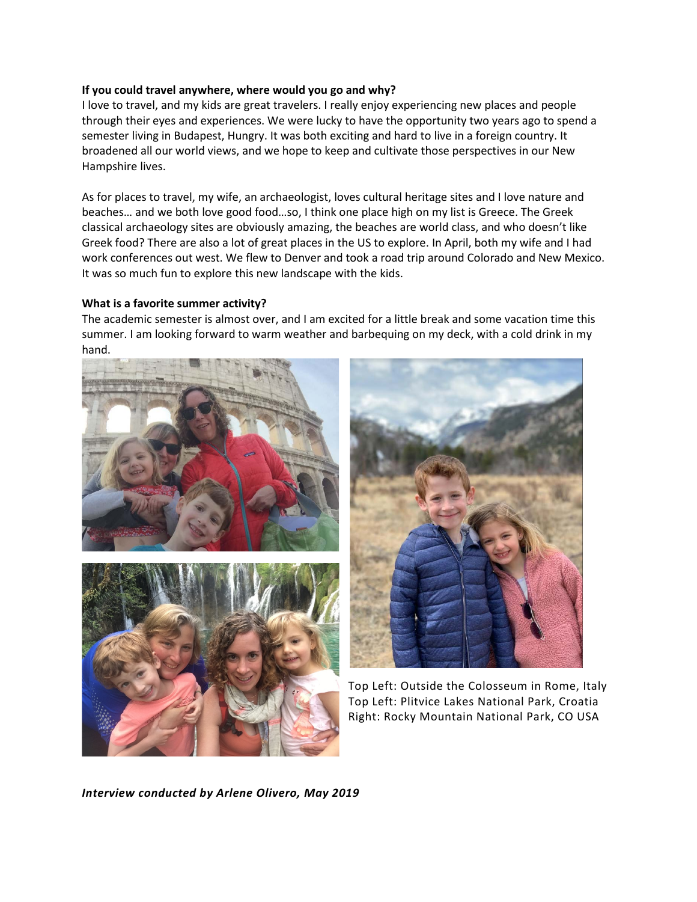**If you could travel anywhere, where would you go and why?**
I love to travel, and my kids are great travelers. I really enjoy experiencing new places and people through their eyes and experiences. We were lucky to have the opportunity two years ago to spend a semester living in Budapest, Hungary. It was both exciting and hard to live in a foreign country. It broadened all our world views, and we hope to keep and cultivate those perspectives in our New Hampshire lives.

As for places to travel, my wife, an archaeologist, loves cultural heritage sites and I love nature and beaches… and we both love good food…so, I think one place high on my list is Greece. The Greek classical archaeology sites are obviously amazing, the beaches are world class, and who doesn't like Greek food? There are also a lot of great places in the US to explore. In April, both my wife and I had work conferences out west. We flew to Denver and took a road trip around Colorado and New Mexico. It was so much fun to explore this new landscape with the kids.

**What is a favorite summer activity?**
The academic semester is almost over, and I am excited for a little break and some vacation time this summer. I am looking forward to warm weather and barbequing on my deck, with a cold drink in my hand.

Top Left: Outside the Colosseum in Rome, Italy
Top Left: Plitvice Lakes National Park, Croatia
Right: Rocky Mountain National Park, CO USA

***Interview conducted by Arlene Olivero, May 2019***